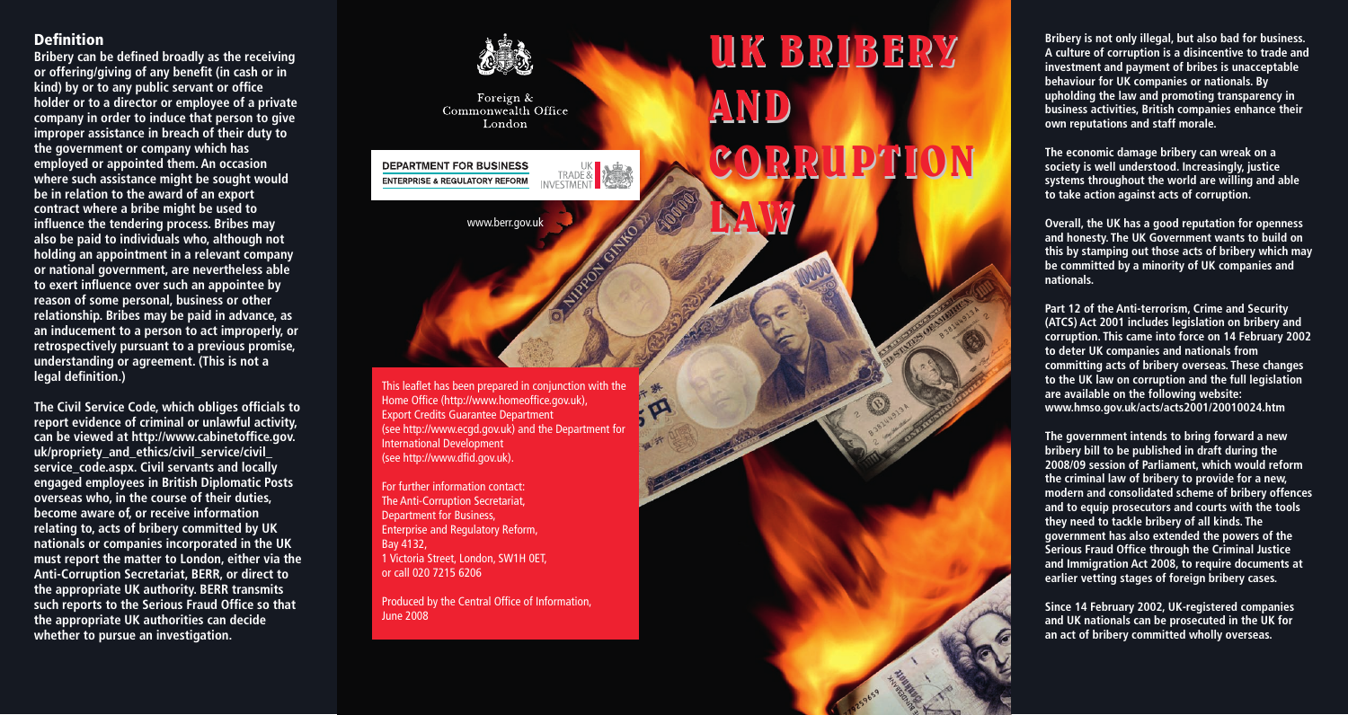## Definition

**Bribery can be defined broadly as the receiving or offering/giving of any benefit (in cash or in kind) by or to any public servant or office holder or to a director or employee of a private company in order to induce that person to give improper assistance in breach of their duty to the government or company which has employed or appointed them. An occasion where such assistance might be sought would be in relation to the award of an export contract where a bribe might be used to influence the tendering process. Bribes may also be paid to individuals who, although not holding an appointment in a relevant company or national government, are nevertheless able to exert influence over such an appointee by reason of some personal, business or other relationship. Bribes may be paid in advance, as an inducement to a person to act improperly, or retrospectively pursuant to a previous promise, understanding or agreement. (This is not a legal definition.)**

**The Civil Service Code, which obliges officials to report evidence of criminal or unlawful activity, can be viewed at http://www.cabinetoffice.gov.uk/propriety_and_ethics/civil_service/civil_service_code.aspx. Civil servants and locally engaged employees in British Diplomatic Posts overseas who, in the course of their duties, become aware of, or receive information relating to, acts of bribery committed by UK nationals or companies incorporated in the UK must report the matter to London, either via the Anti-Corruption Secretariat, BERR, or direct to the appropriate UK authority. BERR transmits such reports to the Serious Fraud Office so that the appropriate UK authorities can decide whether to pursue an investigation.**

Foreign & Commonwealth Office London

DEPARTMENT FOR BUSINESS ENTERPRISE & REGULATORY REFORM

UK TRADE & INVESTMENT

www.berr.gov.uk

# UK BRIBERY AND CORRUPTION LAW

This leaflet has been prepared in conjunction with the Home Office (http://www.homeoffice.gov.uk), Export Credits Guarantee Department (see http://www.ecgd.gov.uk) and the Department for International Development (see http://www.dfid.gov.uk).

For further information contact:
The Anti-Corruption Secretariat,
Department for Business,
Enterprise and Regulatory Reform,
Bay 4132,
1 Victoria Street, London, SW1H 0ET,
or call 020 7215 6206

Produced by the Central Office of Information, June 2008

**Bribery is not only illegal, but also bad for business. A culture of corruption is a disincentive to trade and investment and payment of bribes is unacceptable behaviour for UK companies or nationals. By upholding the law and promoting transparency in business activities, British companies enhance their own reputations and staff morale.**

**The economic damage bribery can wreak on a society is well understood. Increasingly, justice systems throughout the world are willing and able to take action against acts of corruption.**

**Overall, the UK has a good reputation for openness and honesty. The UK Government wants to build on this by stamping out those acts of bribery which may be committed by a minority of UK companies and nationals.**

**Part 12 of the Anti-terrorism, Crime and Security (ATCS) Act 2001 includes legislation on bribery and corruption. This came into force on 14 February 2002 to deter UK companies and nationals from committing acts of bribery overseas. These changes to the UK law on corruption and the full legislation are available on the following website: www.hmso.gov.uk/acts/acts2001/20010024.htm**

**The government intends to bring forward a new bribery bill to be published in draft during the 2008/09 session of Parliament, which would reform the criminal law of bribery to provide for a new, modern and consolidated scheme of bribery offences and to equip prosecutors and courts with the tools they need to tackle bribery of all kinds. The government has also extended the powers of the Serious Fraud Office through the Criminal Justice and Immigration Act 2008, to require documents at earlier vetting stages of foreign bribery cases.**

**Since 14 February 2002, UK-registered companies and UK nationals can be prosecuted in the UK for an act of bribery committed wholly overseas.**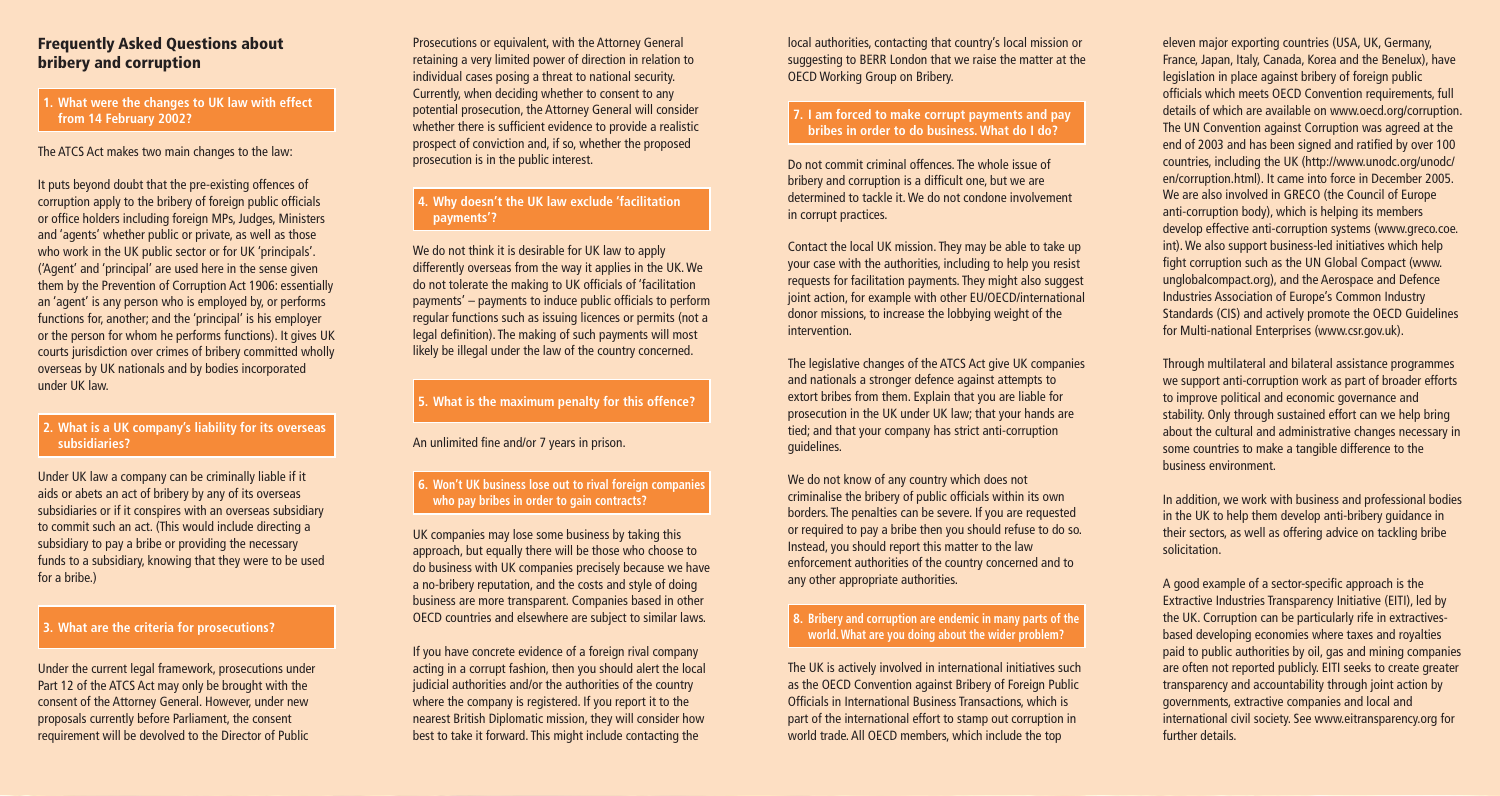## Frequently Asked Questions about bribery and corruption

### 1. What were the changes to UK law with effect from 14 February 2002?

The ATCS Act makes two main changes to the law:

It puts beyond doubt that the pre-existing offences of corruption apply to the bribery of foreign public officials or office holders including foreign MPs, Judges, Ministers and 'agents' whether public or private, as well as those who work in the UK public sector or for UK 'principals'. ('Agent' and 'principal' are used here in the sense given them by the Prevention of Corruption Act 1906: essentially an 'agent' is any person who is employed by, or performs functions for, another; and the 'principal' is his employer or the person for whom he performs functions). It gives UK courts jurisdiction over crimes of bribery committed wholly overseas by UK nationals and by bodies incorporated under UK law.

### 2. What is a UK company's liability for its overseas subsidiaries?

Under UK law a company can be criminally liable if it aids or abets an act of bribery by any of its overseas subsidiaries or if it conspires with an overseas subsidiary to commit such an act. (This would include directing a subsidiary to pay a bribe or providing the necessary funds to a subsidiary, knowing that they were to be used for a bribe.)

### 3. What are the criteria for prosecutions?

Under the current legal framework, prosecutions under Part 12 of the ATCS Act may only be brought with the consent of the Attorney General. However, under new proposals currently before Parliament, the consent requirement will be devolved to the Director of Public Prosecutions or equivalent, with the Attorney General retaining a very limited power of direction in relation to individual cases posing a threat to national security. Currently, when deciding whether to consent to any potential prosecution, the Attorney General will consider whether there is sufficient evidence to provide a realistic prospect of conviction and, if so, whether the proposed prosecution is in the public interest.

### 4. Why doesn't the UK law exclude 'facilitation payments'?

We do not think it is desirable for UK law to apply differently overseas from the way it applies in the UK. We do not tolerate the making to UK officials of 'facilitation payments' – payments to induce public officials to perform regular functions such as issuing licences or permits (not a legal definition). The making of such payments will most likely be illegal under the law of the country concerned.

### 5. What is the maximum penalty for this offence?

An unlimited fine and/or 7 years in prison.

### 6. Won't UK business lose out to rival foreign companies who pay bribes in order to gain contracts?

UK companies may lose some business by taking this approach, but equally there will be those who choose to do business with UK companies precisely because we have a no-bribery reputation, and the costs and style of doing business are more transparent. Companies based in other OECD countries and elsewhere are subject to similar laws.

If you have concrete evidence of a foreign rival company acting in a corrupt fashion, then you should alert the local judicial authorities and/or the authorities of the country where the company is registered. If you report it to the nearest British Diplomatic mission, they will consider how best to take it forward. This might include contacting the local authorities, contacting that country's local mission or suggesting to BERR London that we raise the matter at the OECD Working Group on Bribery.

### 7. I am forced to make corrupt payments and pay bribes in order to do business. What do I do?

Do not commit criminal offences. The whole issue of bribery and corruption is a difficult one, but we are determined to tackle it. We do not condone involvement in corrupt practices.

Contact the local UK mission. They may be able to take up your case with the authorities, including to help you resist requests for facilitation payments. They might also suggest joint action, for example with other EU/OECD/international donor missions, to increase the lobbying weight of the intervention.

The legislative changes of the ATCS Act give UK companies and nationals a stronger defence against attempts to extort bribes from them. Explain that you are liable for prosecution in the UK under UK law; that your hands are tied; and that your company has strict anti-corruption guidelines.

We do not know of any country which does not criminalise the bribery of public officials within its own borders. The penalties can be severe. If you are requested or required to pay a bribe then you should refuse to do so. Instead, you should report this matter to the law enforcement authorities of the country concerned and to any other appropriate authorities.

### 8. Bribery and corruption are endemic in many parts of the world. What are you doing about the wider problem?

The UK is actively involved in international initiatives such as the OECD Convention against Bribery of Foreign Public Officials in International Business Transactions, which is part of the international effort to stamp out corruption in world trade. All OECD members, which include the top eleven major exporting countries (USA, UK, Germany, France, Japan, Italy, Canada, Korea and the Benelux), have legislation in place against bribery of foreign public officials which meets OECD Convention requirements, full details of which are available on www.oecd.org/corruption. The UN Convention against Corruption was agreed at the end of 2003 and has been signed and ratified by over 100 countries, including the UK (http://www.unodc.org/unodc/en/corruption.html). It came into force in December 2005. We are also involved in GRECO (the Council of Europe anti-corruption body), which is helping its members develop effective anti-corruption systems (www.greco.coe.int). We also support business-led initiatives which help fight corruption such as the UN Global Compact (www.unglobalcompact.org), and the Aerospace and Defence Industries Association of Europe's Common Industry Standards (CIS) and actively promote the OECD Guidelines for Multi-national Enterprises (www.csr.gov.uk).

Through multilateral and bilateral assistance programmes we support anti-corruption work as part of broader efforts to improve political and economic governance and stability. Only through sustained effort can we help bring about the cultural and administrative changes necessary in some countries to make a tangible difference to the business environment.

In addition, we work with business and professional bodies in the UK to help them develop anti-bribery guidance in their sectors, as well as offering advice on tackling bribe solicitation.

A good example of a sector-specific approach is the Extractive Industries Transparency Initiative (EITI), led by the UK. Corruption can be particularly rife in extractives-based developing economies where taxes and royalties paid to public authorities by oil, gas and mining companies are often not reported publicly. EITI seeks to create greater transparency and accountability through joint action by governments, extractive companies and local and international civil society. See www.eitransparency.org for further details.